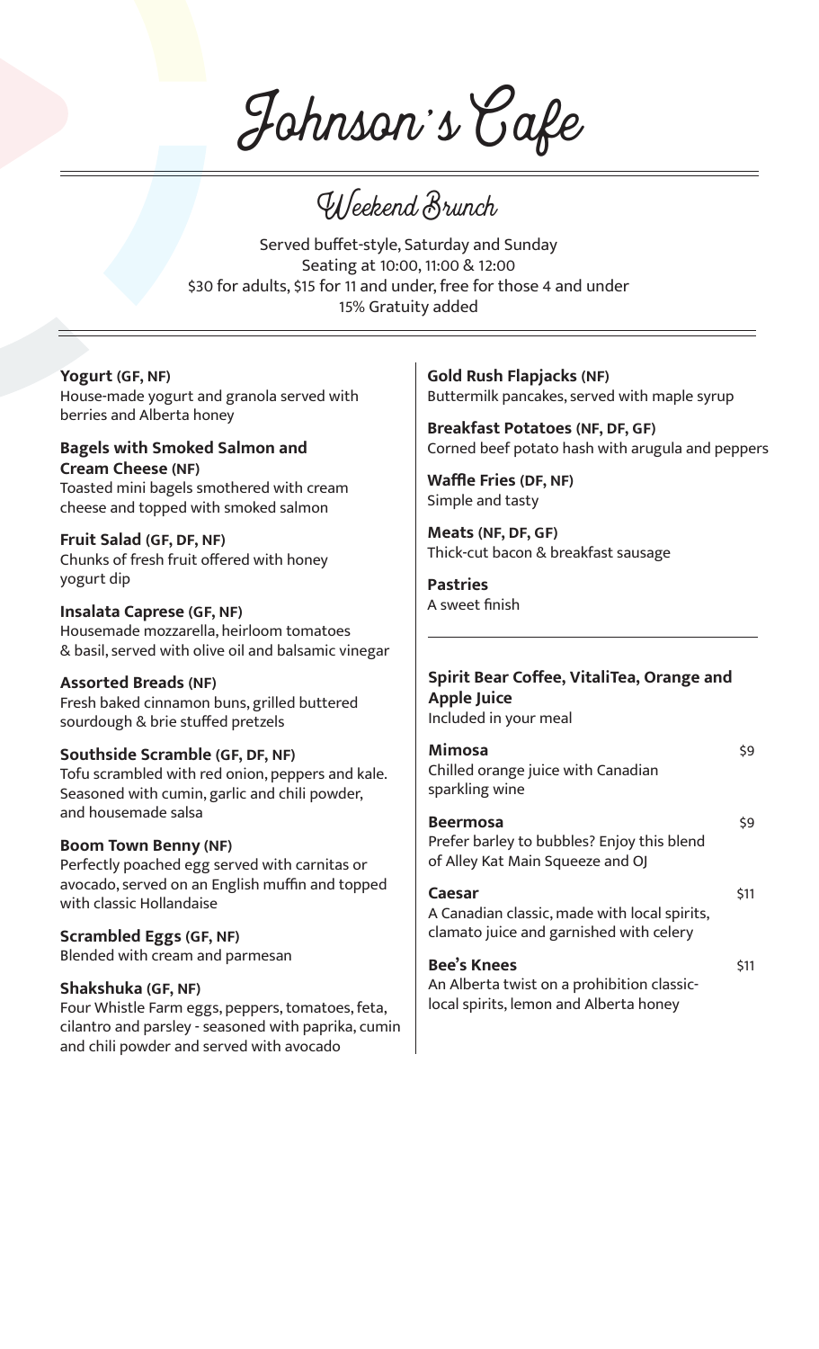# Johnson's Cafe

## Weekend Brunch

Served buffet-style, Saturday and Sunday
Seating at 10:00, 11:00 & 12:00
$30 for adults, $15 for 11 and under, free for those 4 and under
15% Gratuity added

**Yogurt (GF, NF)**
House-made yogurt and granola served with berries and Alberta honey

**Bagels with Smoked Salmon and Cream Cheese (NF)**
Toasted mini bagels smothered with cream cheese and topped with smoked salmon

**Fruit Salad (GF, DF, NF)**
Chunks of fresh fruit offered with honey yogurt dip

**Insalata Caprese (GF, NF)**
Housemade mozzarella, heirloom tomatoes & basil, served with olive oil and balsamic vinegar

**Assorted Breads (NF)**
Fresh baked cinnamon buns, grilled buttered sourdough & brie stuffed pretzels

**Southside Scramble (GF, DF, NF)**
Tofu scrambled with red onion, peppers and kale. Seasoned with cumin, garlic and chili powder, and housemade salsa

**Boom Town Benny (NF)**
Perfectly poached egg served with carnitas or avocado, served on an English muffin and topped with classic Hollandaise

**Scrambled Eggs (GF, NF)**
Blended with cream and parmesan

**Shakshuka (GF, NF)**
Four Whistle Farm eggs, peppers, tomatoes, feta, cilantro and parsley - seasoned with paprika, cumin and chili powder and served with avocado

**Gold Rush Flapjacks (NF)**
Buttermilk pancakes, served with maple syrup

**Breakfast Potatoes (NF, DF, GF)**
Corned beef potato hash with arugula and peppers

**Waffle Fries (DF, NF)**
Simple and tasty

**Meats (NF, DF, GF)**
Thick-cut bacon & breakfast sausage

**Pastries**
A sweet finish

---

**Spirit Bear Coffee, VitaliTea, Orange and Apple Juice**
Included in your meal

**Mimosa** — $9
Chilled orange juice with Canadian sparkling wine

**Beermosa** — $9
Prefer barley to bubbles? Enjoy this blend of Alley Kat Main Squeeze and OJ

**Caesar** — $11
A Canadian classic, made with local spirits, clamato juice and garnished with celery

**Bee's Knees** — $11
An Alberta twist on a prohibition classic- local spirits, lemon and Alberta honey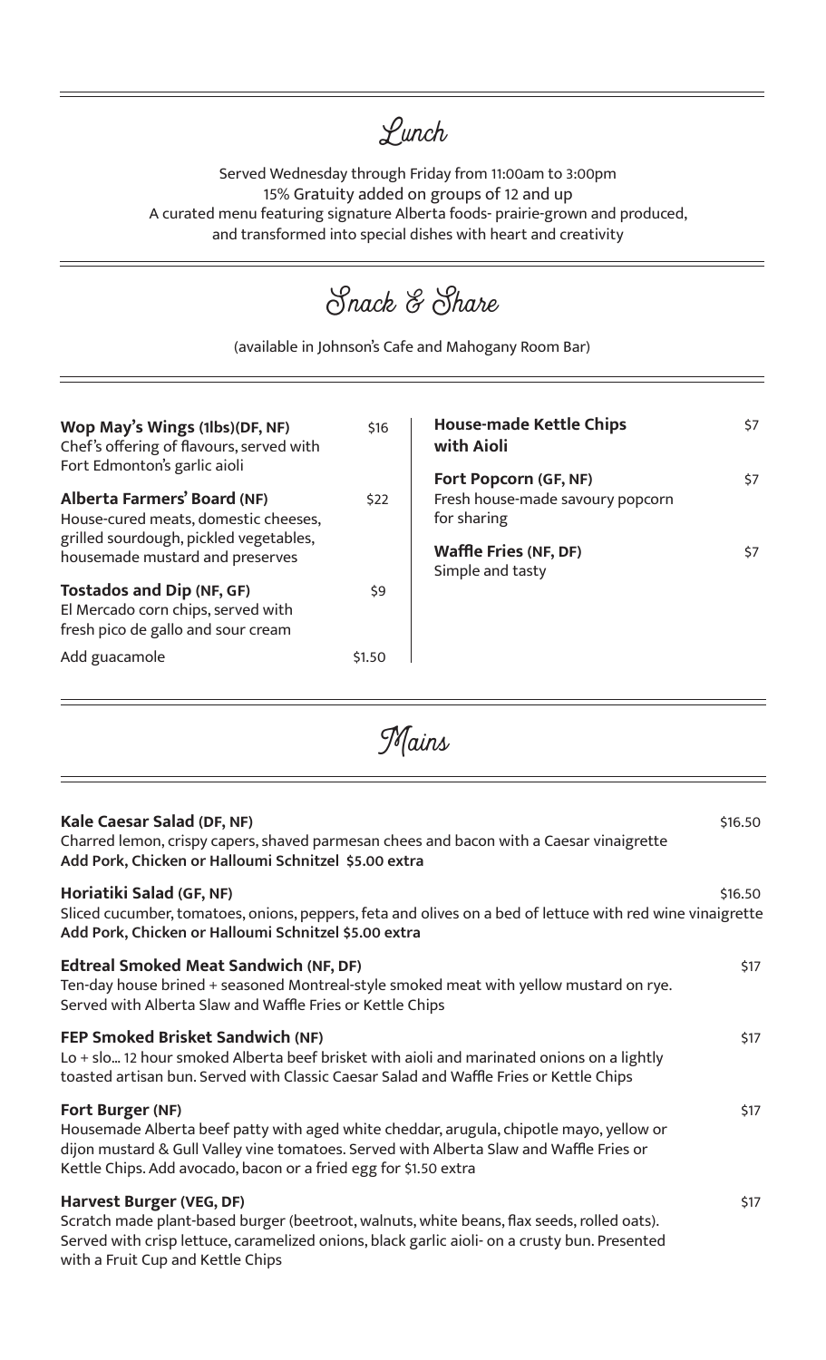# Lunch

Served Wednesday through Friday from 11:00am to 3:00pm
15% Gratuity added on groups of 12 and up
A curated menu featuring signature Alberta foods- prairie-grown and produced, and transformed into special dishes with heart and creativity

## Snack & Share

(available in Johnson's Cafe and Mahogany Room Bar)

**Wop May's Wings (1lbs)(DF, NF)** — $16
Chef's offering of flavours, served with Fort Edmonton's garlic aioli

**Alberta Farmers' Board (NF)** — $22
House-cured meats, domestic cheeses, grilled sourdough, pickled vegetables, housemade mustard and preserves

**Tostados and Dip (NF, GF)** — $9
El Mercado corn chips, served with fresh pico de gallo and sour cream

Add guacamole — $1.50

**House-made Kettle Chips with Aioli** — $7

**Fort Popcorn (GF, NF)** — $7
Fresh house-made savoury popcorn for sharing

**Waffle Fries (NF, DF)** — $7
Simple and tasty

## Mains

**Kale Caesar Salad (DF, NF)** — $16.50
Charred lemon, crispy capers, shaved parmesan chees and bacon with a Caesar vinaigrette
**Add Pork, Chicken or Halloumi Schnitzel $5.00 extra**

**Horiatiki Salad (GF, NF)** — $16.50
Sliced cucumber, tomatoes, onions, peppers, feta and olives on a bed of lettuce with red wine vinaigrette
**Add Pork, Chicken or Halloumi Schnitzel $5.00 extra**

**Edtreal Smoked Meat Sandwich (NF, DF)** — $17
Ten-day house brined + seasoned Montreal-style smoked meat with yellow mustard on rye. Served with Alberta Slaw and Waffle Fries or Kettle Chips

**FEP Smoked Brisket Sandwich (NF)** — $17
Lo + slo... 12 hour smoked Alberta beef brisket with aioli and marinated onions on a lightly toasted artisan bun. Served with Classic Caesar Salad and Waffle Fries or Kettle Chips

**Fort Burger (NF)** — $17
Housemade Alberta beef patty with aged white cheddar, arugula, chipotle mayo, yellow or dijon mustard & Gull Valley vine tomatoes. Served with Alberta Slaw and Waffle Fries or Kettle Chips. Add avocado, bacon or a fried egg for $1.50 extra

**Harvest Burger (VEG, DF)** — $17
Scratch made plant-based burger (beetroot, walnuts, white beans, flax seeds, rolled oats). Served with crisp lettuce, caramelized onions, black garlic aioli- on a crusty bun. Presented with a Fruit Cup and Kettle Chips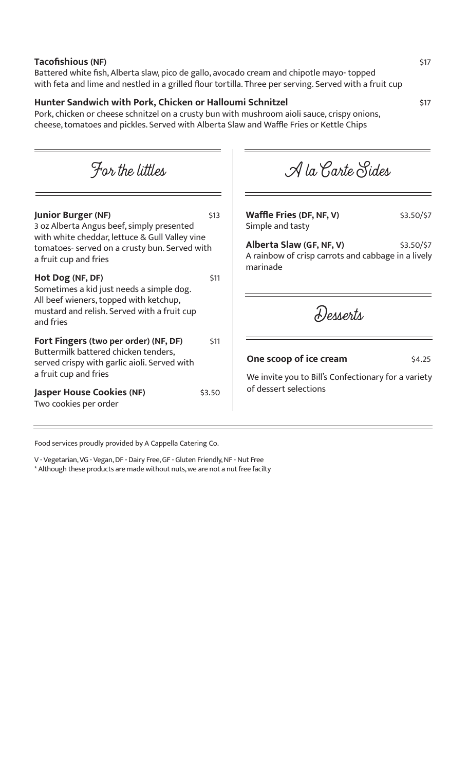**Tacofishious (NF)** $17

Battered white fish, Alberta slaw, pico de gallo, avocado cream and chipotle mayo- topped with feta and lime and nestled in a grilled flour tortilla. Three per serving. Served with a fruit cup

**Hunter Sandwich with Pork, Chicken or Halloumi Schnitzel** $17

Pork, chicken or cheese schnitzel on a crusty bun with mushroom aioli sauce, crispy onions, cheese, tomatoes and pickles. Served with Alberta Slaw and Waffle Fries or Kettle Chips

## For the littles

**Junior Burger (NF)** $13

3 oz Alberta Angus beef, simply presented with white cheddar, lettuce & Gull Valley vine tomatoes- served on a crusty bun. Served with a fruit cup and fries

**Hot Dog (NF, DF)** $11

Sometimes a kid just needs a simple dog. All beef wieners, topped with ketchup, mustard and relish. Served with a fruit cup and fries

**Fort Fingers (two per order) (NF, DF)** $11

Buttermilk battered chicken tenders, served crispy with garlic aioli. Served with a fruit cup and fries

**Jasper House Cookies (NF)** $3.50

Two cookies per order

## A la Carte Sides

**Waffle Fries (DF, NF, V)** $3.50/$7

Simple and tasty

**Alberta Slaw (GF, NF, V)** $3.50/$7

A rainbow of crisp carrots and cabbage in a lively marinade

## Desserts

**One scoop of ice cream** $4.25

We invite you to Bill's Confectionary for a variety of dessert selections

Food services proudly provided by A Cappella Catering Co.

V - Vegetarian, VG - Vegan, DF - Dairy Free, GF - Gluten Friendly, NF - Nut Free

\* Although these products are made without nuts, we are not a nut free facilty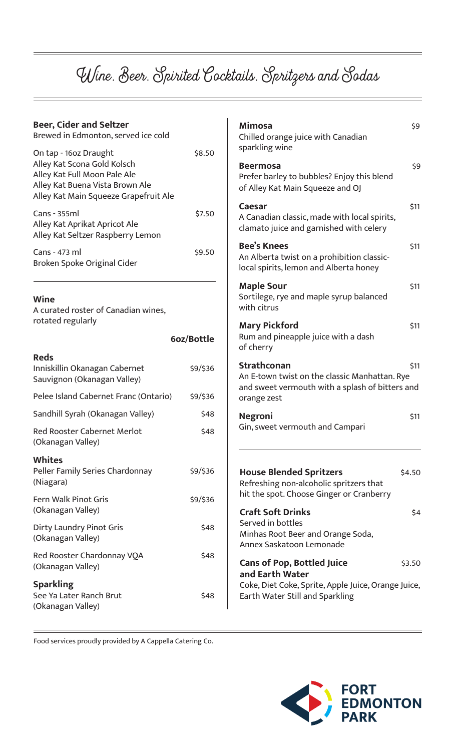# Wine, Beer, Spirited Cocktails, Spritzers and Sodas

## Beer, Cider and Seltzer

Brewed in Edmonton, served ice cold

On tap - 16oz Draught — $8.50
Alley Kat Scona Gold Kolsch
Alley Kat Full Moon Pale Ale
Alley Kat Buena Vista Brown Ale
Alley Kat Main Squeeze Grapefruit Ale

Cans - 355ml — $7.50
Alley Kat Aprikat Apricot Ale
Alley Kat Seltzer Raspberry Lemon

Cans - 473 ml — $9.50
Broken Spoke Original Cider

## Wine

A curated roster of Canadian wines, rotated regularly

| | 6oz/Bottle |
|---|---|
| **Reds** | |
| Inniskillin Okanagan Cabernet Sauvignon (Okanagan Valley) | $9/$36 |
| Pelee Island Cabernet Franc (Ontario) | $9/$36 |
| Sandhill Syrah (Okanagan Valley) | $48 |
| Red Rooster Cabernet Merlot (Okanagan Valley) | $48 |
| **Whites** | |
| Peller Family Series Chardonnay (Niagara) | $9/$36 |
| Fern Walk Pinot Gris (Okanagan Valley) | $9/$36 |
| Dirty Laundry Pinot Gris (Okanagan Valley) | $48 |
| Red Rooster Chardonnay VQA (Okanagan Valley) | $48 |
| **Sparkling** | |
| See Ya Later Ranch Brut (Okanagan Valley) | $48 |

**Mimosa** — $9
Chilled orange juice with Canadian sparkling wine

**Beermosa** — $9
Prefer barley to bubbles? Enjoy this blend of Alley Kat Main Squeeze and OJ

**Caesar** — $11
A Canadian classic, made with local spirits, clamato juice and garnished with celery

**Bee's Knees** — $11
An Alberta twist on a prohibition classic-local spirits, lemon and Alberta honey

**Maple Sour** — $11
Sortilege, rye and maple syrup balanced with citrus

**Mary Pickford** — $11
Rum and pineapple juice with a dash of cherry

**Strathconan** — $11
An E-town twist on the classic Manhattan. Rye and sweet vermouth with a splash of bitters and orange zest

**Negroni** — $11
Gin, sweet vermouth and Campari

**House Blended Spritzers** — $4.50
Refreshing non-alcoholic spritzers that hit the spot. Choose Ginger or Cranberry

**Craft Soft Drinks** — $4
Served in bottles
Minhas Root Beer and Orange Soda,
Annex Saskatoon Lemonade

**Cans of Pop, Bottled Juice and Earth Water** — $3.50
Coke, Diet Coke, Sprite, Apple Juice, Orange Juice, Earth Water Still and Sparkling

Food services proudly provided by A Cappella Catering Co.

FORT EDMONTON PARK